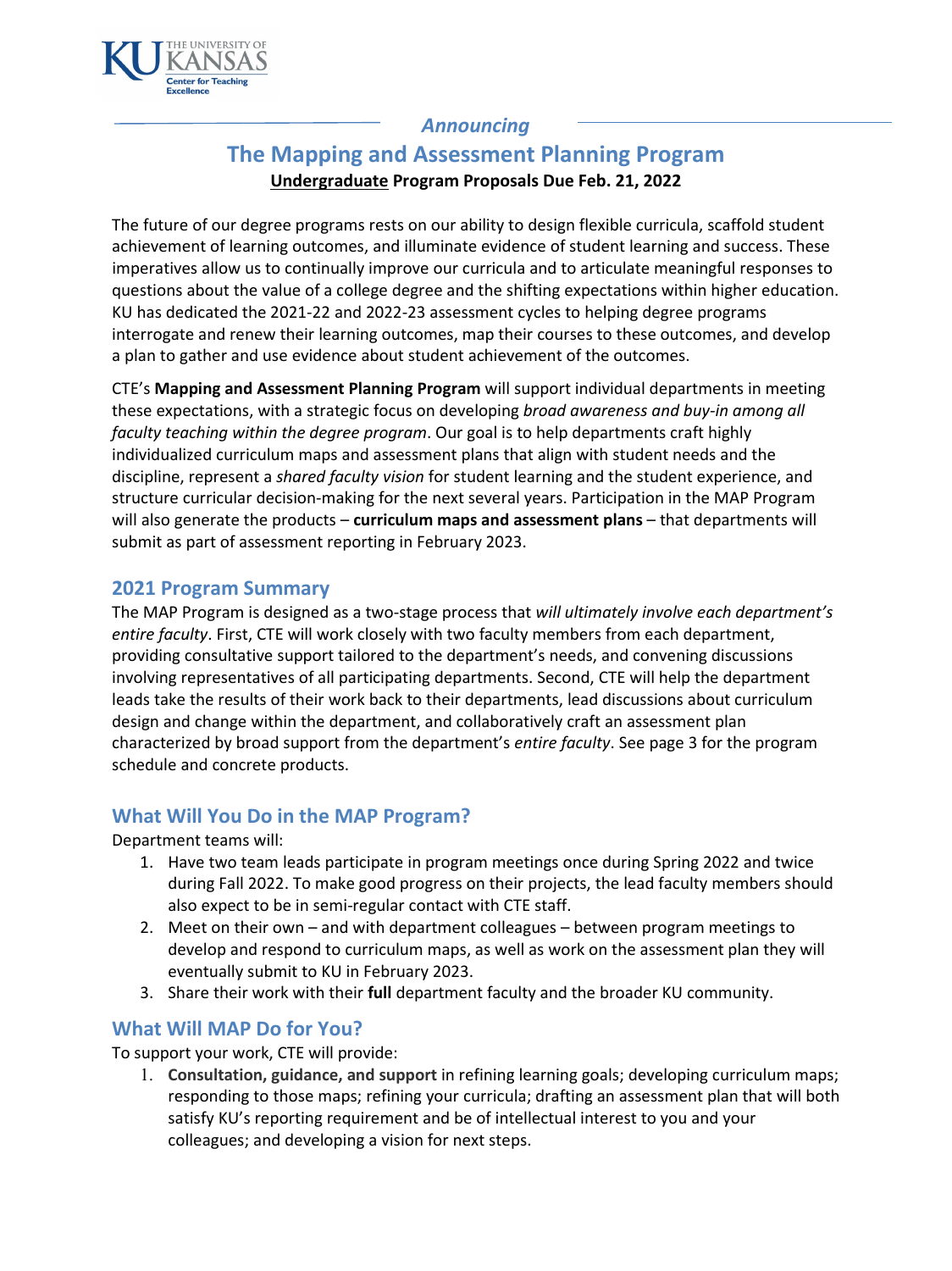*Announcing*

# The Mapping and Assessment Planning Program

**Undergraduate Program Proposals Due Feb. 21, 2022**

The future of our degree programs rests on our ability to design flexible curricula, scaffold student achievement of learning outcomes, and illuminate evidence of student learning and success. These imperatives allow us to continually improve our curricula and to articulate meaningful responses to questions about the value of a college degree and the shifting expectations within higher education. KU has dedicated the 2021-22 and 2022-23 assessment cycles to helping degree programs interrogate and renew their learning outcomes, map their courses to these outcomes, and develop a plan to gather and use evidence about student achievement of the outcomes.

CTE's **Mapping and Assessment Planning Program** will support individual departments in meeting these expectations, with a strategic focus on developing *broad awareness and buy-in among all faculty teaching within the degree program*. Our goal is to help departments craft highly individualized curriculum maps and assessment plans that align with student needs and the discipline, represent a *shared faculty vision* for student learning and the student experience, and structure curricular decision-making for the next several years. Participation in the MAP Program will also generate the products – **curriculum maps and assessment plans** – that departments will submit as part of assessment reporting in February 2023.

## 2021 Program Summary

The MAP Program is designed as a two-stage process that *will ultimately involve each department's entire faculty*. First, CTE will work closely with two faculty members from each department, providing consultative support tailored to the department's needs, and convening discussions involving representatives of all participating departments. Second, CTE will help the department leads take the results of their work back to their departments, lead discussions about curriculum design and change within the department, and collaboratively craft an assessment plan characterized by broad support from the department's *entire faculty*. See page 3 for the program schedule and concrete products.

## What Will You Do in the MAP Program?

Department teams will:

1. Have two team leads participate in program meetings once during Spring 2022 and twice during Fall 2022. To make good progress on their projects, the lead faculty members should also expect to be in semi-regular contact with CTE staff.
2. Meet on their own – and with department colleagues – between program meetings to develop and respond to curriculum maps, as well as work on the assessment plan they will eventually submit to KU in February 2023.
3. Share their work with their **full** department faculty and the broader KU community.

## What Will MAP Do for You?

To support your work, CTE will provide:

1. **Consultation, guidance, and support** in refining learning goals; developing curriculum maps; responding to those maps; refining your curricula; drafting an assessment plan that will both satisfy KU's reporting requirement and be of intellectual interest to you and your colleagues; and developing a vision for next steps.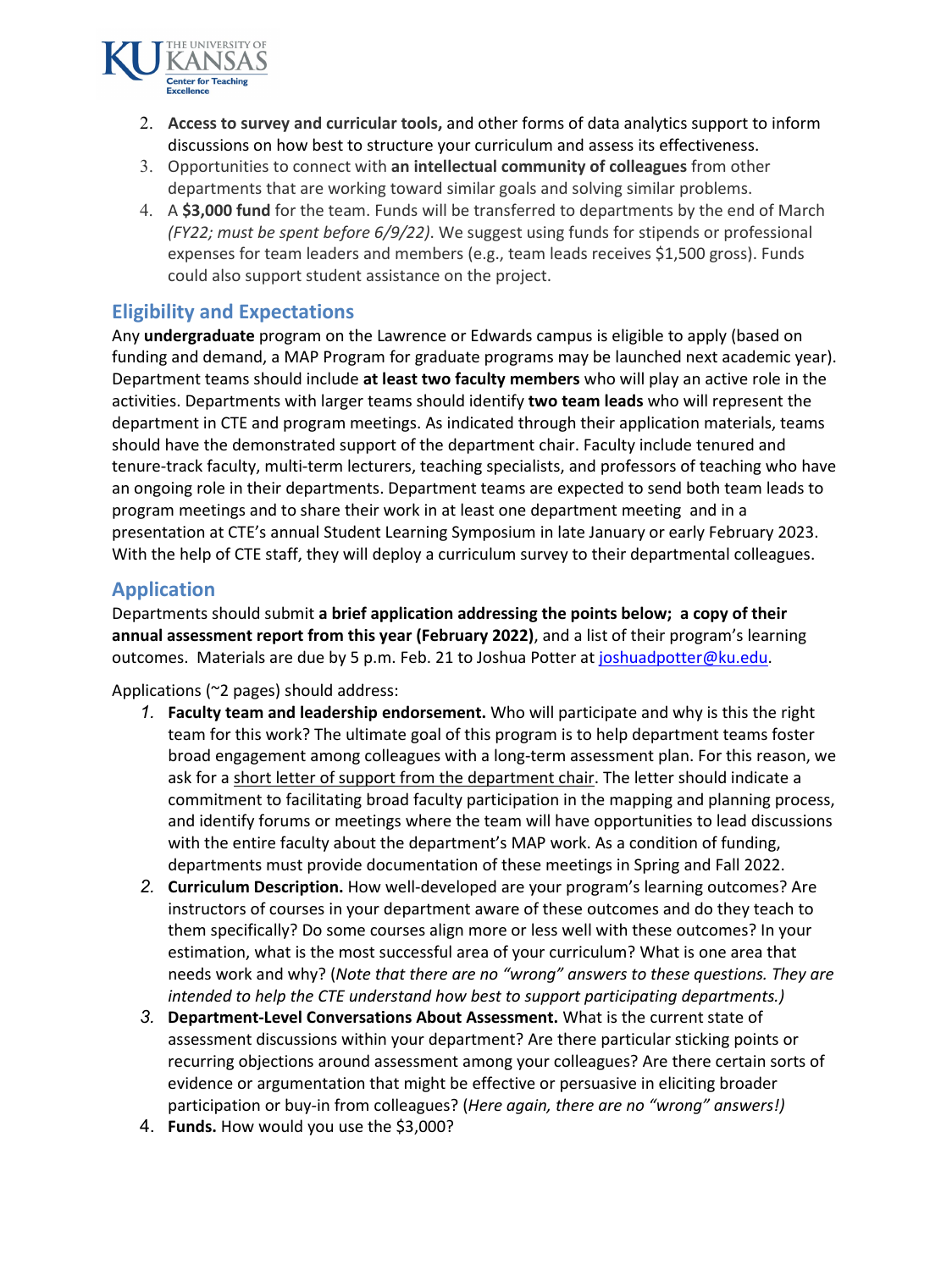2. **Access to survey and curricular tools,** and other forms of data analytics support to inform discussions on how best to structure your curriculum and assess its effectiveness.
3. Opportunities to connect with **an intellectual community of colleagues** from other departments that are working toward similar goals and solving similar problems.
4. A **$3,000 fund** for the team. Funds will be transferred to departments by the end of March *(FY22; must be spent before 6/9/22)*. We suggest using funds for stipends or professional expenses for team leaders and members (e.g., team leads receives $1,500 gross). Funds could also support student assistance on the project.

## Eligibility and Expectations

Any **undergraduate** program on the Lawrence or Edwards campus is eligible to apply (based on funding and demand, a MAP Program for graduate programs may be launched next academic year). Department teams should include **at least two faculty members** who will play an active role in the activities. Departments with larger teams should identify **two team leads** who will represent the department in CTE and program meetings. As indicated through their application materials, teams should have the demonstrated support of the department chair. Faculty include tenured and tenure-track faculty, multi-term lecturers, teaching specialists, and professors of teaching who have an ongoing role in their departments. Department teams are expected to send both team leads to program meetings and to share their work in at least one department meeting and in a presentation at CTE's annual Student Learning Symposium in late January or early February 2023. With the help of CTE staff, they will deploy a curriculum survey to their departmental colleagues.

## Application

Departments should submit **a brief application addressing the points below; a copy of their annual assessment report from this year (February 2022)**, and a list of their program's learning outcomes. Materials are due by 5 p.m. Feb. 21 to Joshua Potter at joshuadpotter@ku.edu.

Applications (~2 pages) should address:

1. **Faculty team and leadership endorsement.** Who will participate and why is this the right team for this work? The ultimate goal of this program is to help department teams foster broad engagement among colleagues with a long-term assessment plan. For this reason, we ask for a short letter of support from the department chair. The letter should indicate a commitment to facilitating broad faculty participation in the mapping and planning process, and identify forums or meetings where the team will have opportunities to lead discussions with the entire faculty about the department's MAP work. As a condition of funding, departments must provide documentation of these meetings in Spring and Fall 2022.
2. **Curriculum Description.** How well-developed are your program's learning outcomes? Are instructors of courses in your department aware of these outcomes and do they teach to them specifically? Do some courses align more or less well with these outcomes? In your estimation, what is the most successful area of your curriculum? What is one area that needs work and why? (*Note that there are no "wrong" answers to these questions. They are intended to help the CTE understand how best to support participating departments.)*
3. **Department-Level Conversations About Assessment.** What is the current state of assessment discussions within your department? Are there particular sticking points or recurring objections around assessment among your colleagues? Are there certain sorts of evidence or argumentation that might be effective or persuasive in eliciting broader participation or buy-in from colleagues? (*Here again, there are no "wrong" answers!)*
4. **Funds.** How would you use the $3,000?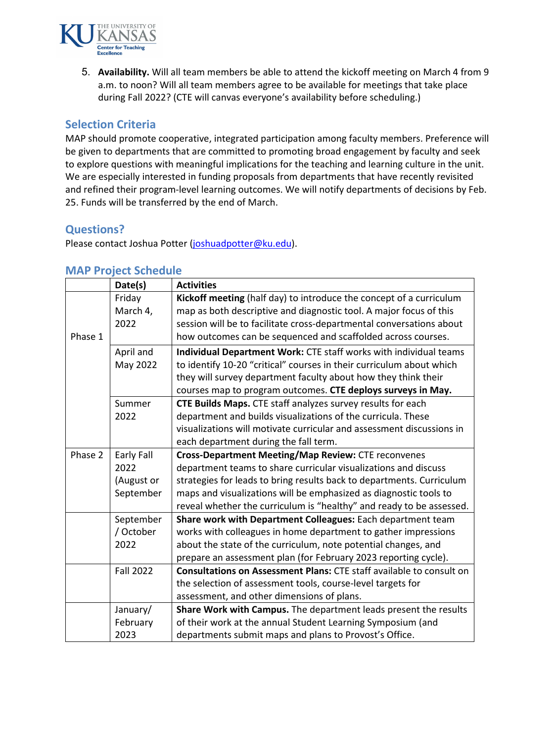5. **Availability.** Will all team members be able to attend the kickoff meeting on March 4 from 9 a.m. to noon? Will all team members agree to be available for meetings that take place during Fall 2022? (CTE will canvas everyone's availability before scheduling.)

## Selection Criteria

MAP should promote cooperative, integrated participation among faculty members. Preference will be given to departments that are committed to promoting broad engagement by faculty and seek to explore questions with meaningful implications for the teaching and learning culture in the unit. We are especially interested in funding proposals from departments that have recently revisited and refined their program-level learning outcomes. We will notify departments of decisions by Feb. 25. Funds will be transferred by the end of March.

## Questions?

Please contact Joshua Potter (joshuadpotter@ku.edu).

## MAP Project Schedule

| | Date(s) | Activities |
|---|---|---|
| Phase 1 | Friday March 4, 2022 | **Kickoff meeting** (half day) to introduce the concept of a curriculum map as both descriptive and diagnostic tool. A major focus of this session will be to facilitate cross-departmental conversations about how outcomes can be sequenced and scaffolded across courses. |
| | April and May 2022 | **Individual Department Work:** CTE staff works with individual teams to identify 10-20 "critical" courses in their curriculum about which they will survey department faculty about how they think their courses map to program outcomes. **CTE deploys surveys in May.** |
| | Summer 2022 | **CTE Builds Maps.** CTE staff analyzes survey results for each department and builds visualizations of the curricula. These visualizations will motivate curricular and assessment discussions in each department during the fall term. |
| Phase 2 | Early Fall 2022 (August or September | **Cross-Department Meeting/Map Review:** CTE reconvenes department teams to share curricular visualizations and discuss strategies for leads to bring results back to departments. Curriculum maps and visualizations will be emphasized as diagnostic tools to reveal whether the curriculum is "healthy" and ready to be assessed. |
| | September / October 2022 | **Share work with Department Colleagues:** Each department team works with colleagues in home department to gather impressions about the state of the curriculum, note potential changes, and prepare an assessment plan (for February 2023 reporting cycle). |
| | Fall 2022 | **Consultations on Assessment Plans:** CTE staff available to consult on the selection of assessment tools, course-level targets for assessment, and other dimensions of plans. |
| | January/ February 2023 | **Share Work with Campus.** The department leads present the results of their work at the annual Student Learning Symposium (and departments submit maps and plans to Provost's Office. |